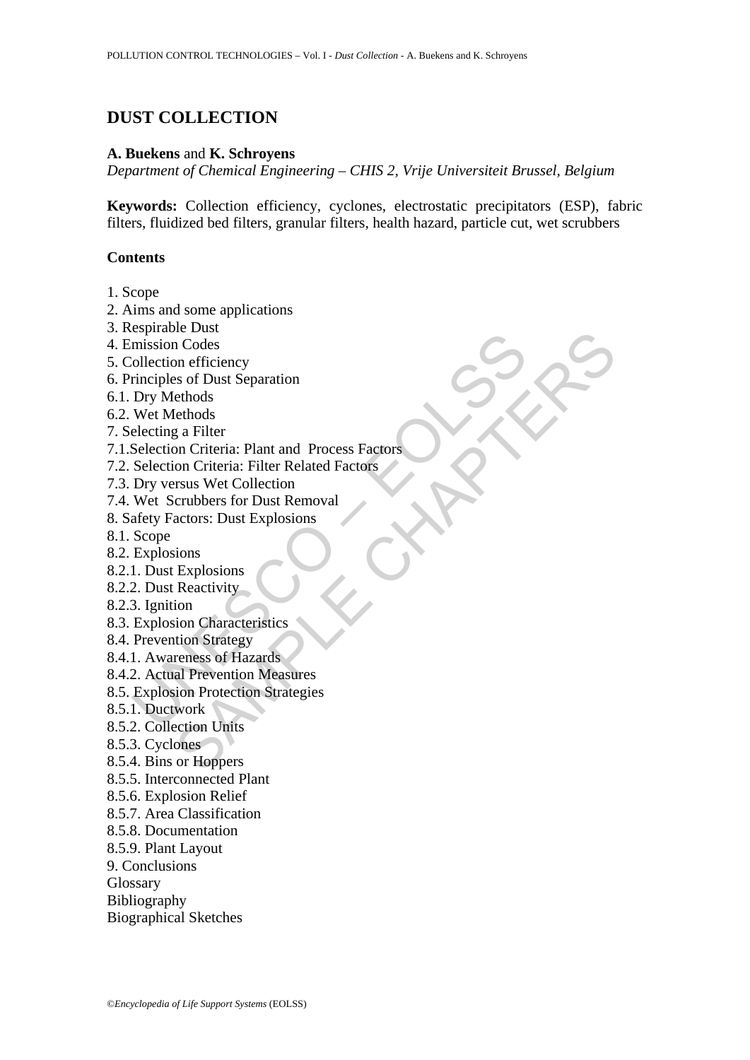# DUST COLLECTION

**A. Buekens** and **K. Schroyens**

*Department of Chemical Engineering – CHIS 2, Vrije Universiteit Brussel, Belgium*

**Keywords:** Collection efficiency, cyclones, electrostatic precipitators (ESP), fabric filters, fluidized bed filters, granular filters, health hazard, particle cut, wet scrubbers

## Contents

1. Scope
2. Aims and some applications
3. Respirable Dust
4. Emission Codes
5. Collection efficiency
6. Principles of Dust Separation
6.1. Dry Methods
6.2. Wet Methods
7. Selecting a Filter
7.1.Selection Criteria: Plant and Process Factors
7.2. Selection Criteria: Filter Related Factors
7.3. Dry versus Wet Collection
7.4. Wet Scrubbers for Dust Removal
8. Safety Factors: Dust Explosions
8.1. Scope
8.2. Explosions
8.2.1. Dust Explosions
8.2.2. Dust Reactivity
8.2.3. Ignition
8.3. Explosion Characteristics
8.4. Prevention Strategy
8.4.1. Awareness of Hazards
8.4.2. Actual Prevention Measures
8.5. Explosion Protection Strategies
8.5.1. Ductwork
8.5.2. Collection Units
8.5.3. Cyclones
8.5.4. Bins or Hoppers
8.5.5. Interconnected Plant
8.5.6. Explosion Relief
8.5.7. Area Classification
8.5.8. Documentation
8.5.9. Plant Layout
9. Conclusions
Glossary
Bibliography
Biographical Sketches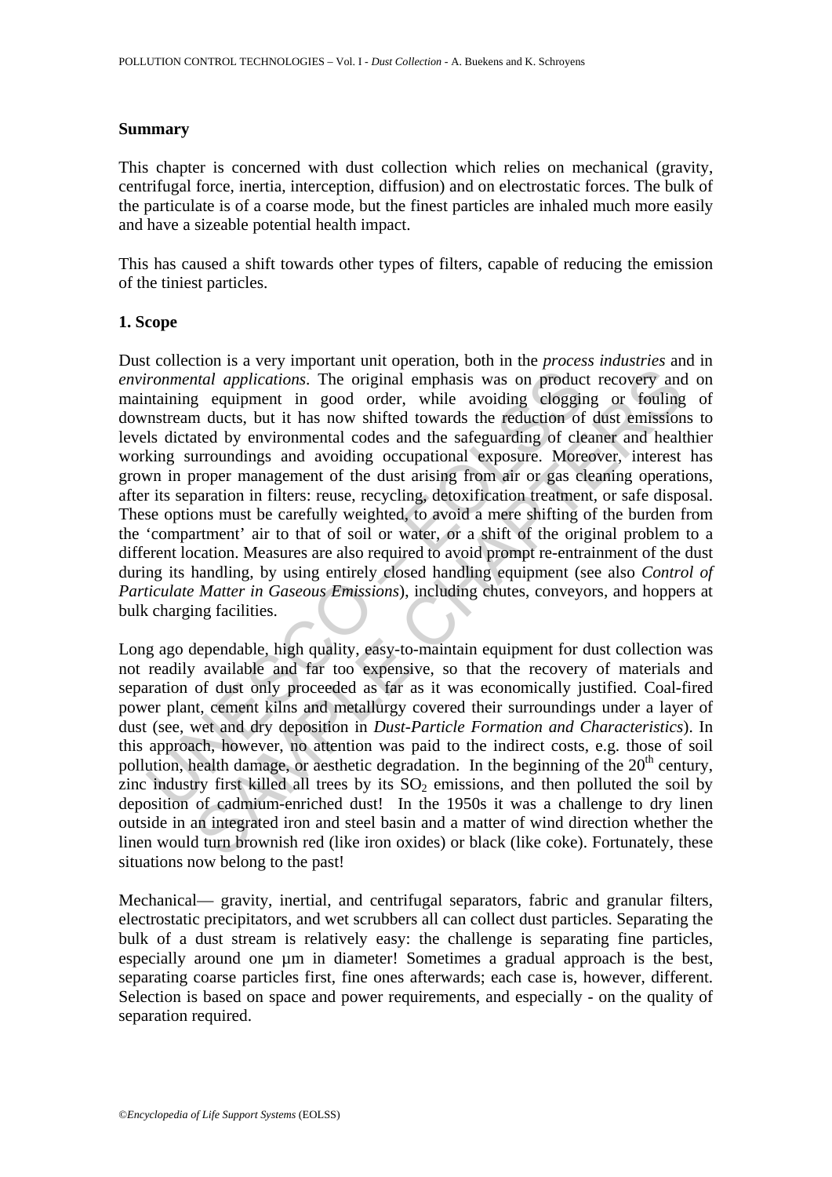## Summary

This chapter is concerned with dust collection which relies on mechanical (gravity, centrifugal force, inertia, interception, diffusion) and on electrostatic forces. The bulk of the particulate is of a coarse mode, but the finest particles are inhaled much more easily and have a sizeable potential health impact.

This has caused a shift towards other types of filters, capable of reducing the emission of the tiniest particles.

## 1. Scope

Dust collection is a very important unit operation, both in the *process industries* and in *environmental applications*. The original emphasis was on product recovery and on maintaining equipment in good order, while avoiding clogging or fouling of downstream ducts, but it has now shifted towards the reduction of dust emissions to levels dictated by environmental codes and the safeguarding of cleaner and healthier working surroundings and avoiding occupational exposure. Moreover, interest has grown in proper management of the dust arising from air or gas cleaning operations, after its separation in filters: reuse, recycling, detoxification treatment, or safe disposal. These options must be carefully weighted, to avoid a mere shifting of the burden from the 'compartment' air to that of soil or water, or a shift of the original problem to a different location. Measures are also required to avoid prompt re-entrainment of the dust during its handling, by using entirely closed handling equipment (see also *Control of Particulate Matter in Gaseous Emissions*), including chutes, conveyors, and hoppers at bulk charging facilities.

Long ago dependable, high quality, easy-to-maintain equipment for dust collection was not readily available and far too expensive, so that the recovery of materials and separation of dust only proceeded as far as it was economically justified. Coal-fired power plant, cement kilns and metallurgy covered their surroundings under a layer of dust (see, wet and dry deposition in *Dust-Particle Formation and Characteristics*). In this approach, however, no attention was paid to the indirect costs, e.g. those of soil pollution, health damage, or aesthetic degradation. In the beginning of the 20th century, zinc industry first killed all trees by its $SO_2$ emissions, and then polluted the soil by deposition of cadmium-enriched dust! In the 1950s it was a challenge to dry linen outside in an integrated iron and steel basin and a matter of wind direction whether the linen would turn brownish red (like iron oxides) or black (like coke). Fortunately, these situations now belong to the past!

Mechanical— gravity, inertial, and centrifugal separators, fabric and granular filters, electrostatic precipitators, and wet scrubbers all can collect dust particles. Separating the bulk of a dust stream is relatively easy: the challenge is separating fine particles, especially around one µm in diameter! Sometimes a gradual approach is the best, separating coarse particles first, fine ones afterwards; each case is, however, different. Selection is based on space and power requirements, and especially - on the quality of separation required.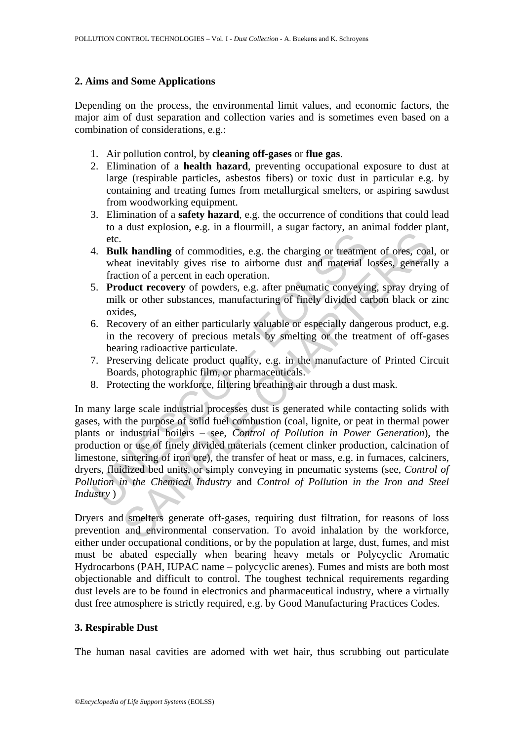## 2. Aims and Some Applications

Depending on the process, the environmental limit values, and economic factors, the major aim of dust separation and collection varies and is sometimes even based on a combination of considerations, e.g.:

1. Air pollution control, by **cleaning off-gases** or **flue gas**.
2. Elimination of a **health hazard**, preventing occupational exposure to dust at large (respirable particles, asbestos fibers) or toxic dust in particular e.g. by containing and treating fumes from metallurgical smelters, or aspiring sawdust from woodworking equipment.
3. Elimination of a **safety hazard**, e.g. the occurrence of conditions that could lead to a dust explosion, e.g. in a flourmill, a sugar factory, an animal fodder plant, etc.
4. **Bulk handling** of commodities, e.g. the charging or treatment of ores, coal, or wheat inevitably gives rise to airborne dust and material losses, generally a fraction of a percent in each operation.
5. **Product recovery** of powders, e.g. after pneumatic conveying, spray drying of milk or other substances, manufacturing of finely divided carbon black or zinc oxides,
6. Recovery of an either particularly valuable or especially dangerous product, e.g. in the recovery of precious metals by smelting or the treatment of off-gases bearing radioactive particulate.
7. Preserving delicate product quality, e.g. in the manufacture of Printed Circuit Boards, photographic film, or pharmaceuticals.
8. Protecting the workforce, filtering breathing air through a dust mask.

In many large scale industrial processes dust is generated while contacting solids with gases, with the purpose of solid fuel combustion (coal, lignite, or peat in thermal power plants or industrial boilers – see, *Control of Pollution in Power Generation*), the production or use of finely divided materials (cement clinker production, calcination of limestone, sintering of iron ore), the transfer of heat or mass, e.g. in furnaces, calciners, dryers, fluidized bed units, or simply conveying in pneumatic systems (see, *Control of Pollution in the Chemical Industry* and *Control of Pollution in the Iron and Steel Industry* )

Dryers and smelters generate off-gases, requiring dust filtration, for reasons of loss prevention and environmental conservation. To avoid inhalation by the workforce, either under occupational conditions, or by the population at large, dust, fumes, and mist must be abated especially when bearing heavy metals or Polycyclic Aromatic Hydrocarbons (PAH, IUPAC name – polycyclic arenes). Fumes and mists are both most objectionable and difficult to control. The toughest technical requirements regarding dust levels are to be found in electronics and pharmaceutical industry, where a virtually dust free atmosphere is strictly required, e.g. by Good Manufacturing Practices Codes.

## 3. Respirable Dust

The human nasal cavities are adorned with wet hair, thus scrubbing out particulate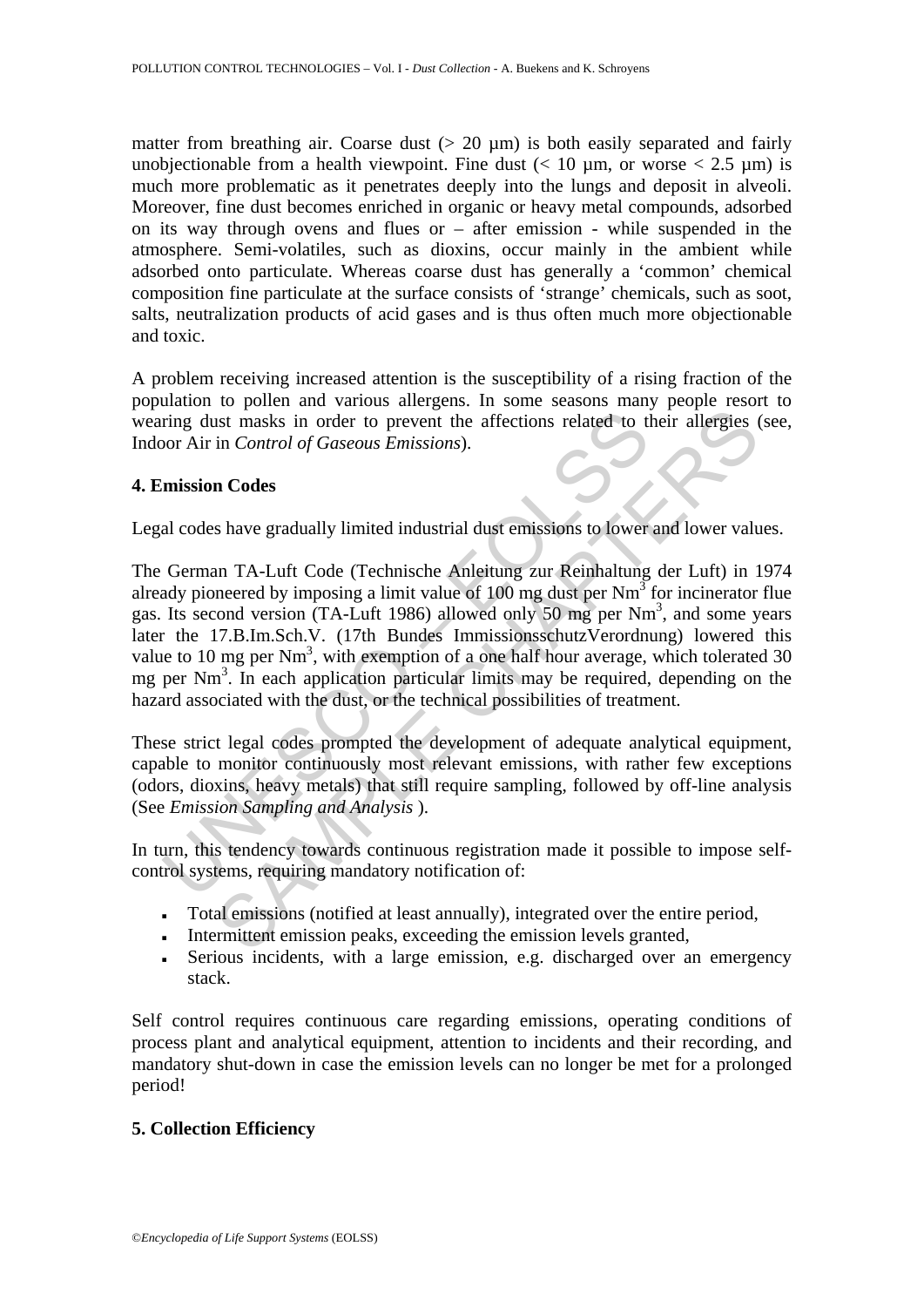matter from breathing air. Coarse dust (> 20 µm) is both easily separated and fairly unobjectionable from a health viewpoint. Fine dust (< 10 µm, or worse < 2.5 µm) is much more problematic as it penetrates deeply into the lungs and deposit in alveoli. Moreover, fine dust becomes enriched in organic or heavy metal compounds, adsorbed on its way through ovens and flues or – after emission - while suspended in the atmosphere. Semi-volatiles, such as dioxins, occur mainly in the ambient while adsorbed onto particulate. Whereas coarse dust has generally a 'common' chemical composition fine particulate at the surface consists of 'strange' chemicals, such as soot, salts, neutralization products of acid gases and is thus often much more objectionable and toxic.

A problem receiving increased attention is the susceptibility of a rising fraction of the population to pollen and various allergens. In some seasons many people resort to wearing dust masks in order to prevent the affections related to their allergies (see, Indoor Air in *Control of Gaseous Emissions*).

## 4. Emission Codes

Legal codes have gradually limited industrial dust emissions to lower and lower values.

The German TA-Luft Code (Technische Anleitung zur Reinhaltung der Luft) in 1974 already pioneered by imposing a limit value of 100 mg dust per $Nm^3$ for incinerator flue gas. Its second version (TA-Luft 1986) allowed only 50 mg per $Nm^3$, and some years later the 17.B.Im.Sch.V. (17th Bundes ImmissionsschutzVerordnung) lowered this value to 10 mg per $Nm^3$, with exemption of a one half hour average, which tolerated 30 mg per $Nm^3$. In each application particular limits may be required, depending on the hazard associated with the dust, or the technical possibilities of treatment.

These strict legal codes prompted the development of adequate analytical equipment, capable to monitor continuously most relevant emissions, with rather few exceptions (odors, dioxins, heavy metals) that still require sampling, followed by off-line analysis (See *Emission Sampling and Analysis* ).

In turn, this tendency towards continuous registration made it possible to impose self-control systems, requiring mandatory notification of:

- Total emissions (notified at least annually), integrated over the entire period,
- Intermittent emission peaks, exceeding the emission levels granted,
- Serious incidents, with a large emission, e.g. discharged over an emergency stack.

Self control requires continuous care regarding emissions, operating conditions of process plant and analytical equipment, attention to incidents and their recording, and mandatory shut-down in case the emission levels can no longer be met for a prolonged period!

## 5. Collection Efficiency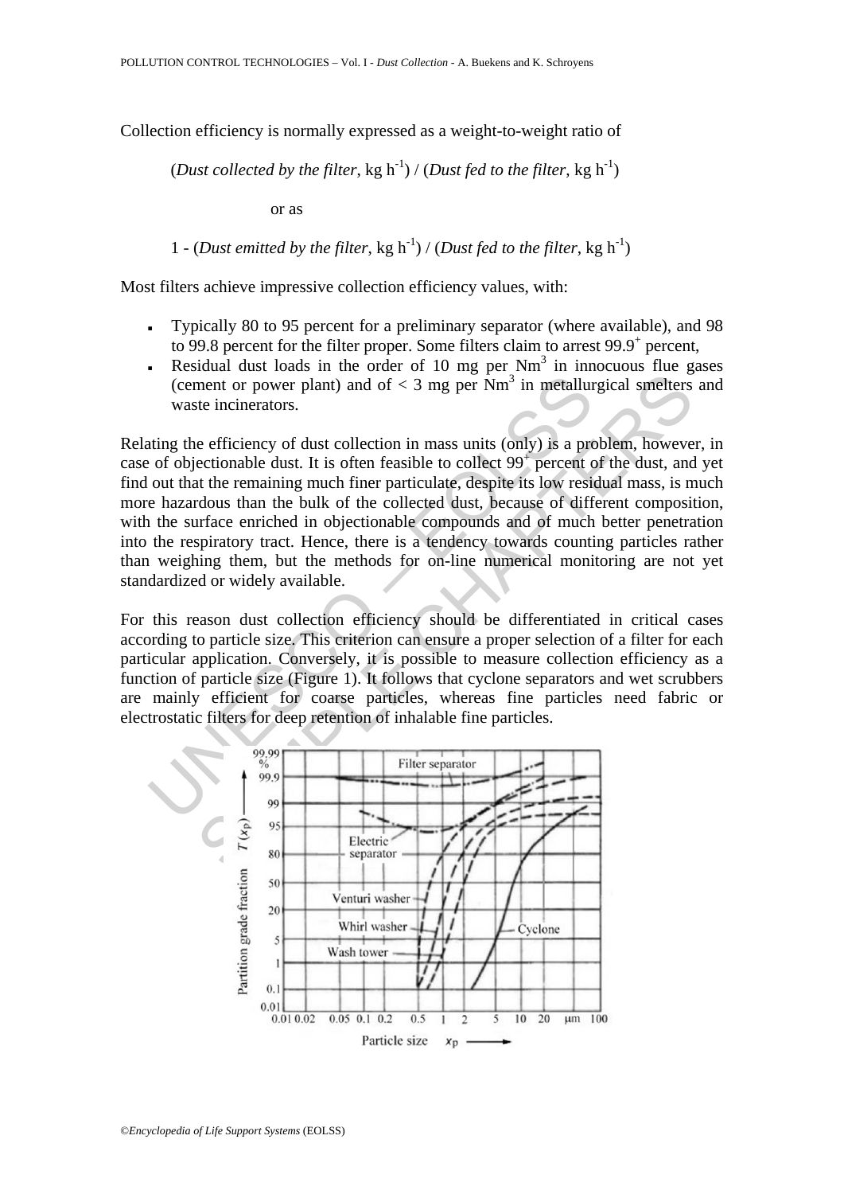Collection efficiency is normally expressed as a weight-to-weight ratio of

(*Dust collected by the filter*, kg $h^{-1}$) / (*Dust fed to the filter*, kg $h^{-1}$)

or as

1 - (*Dust emitted by the filter*, kg $h^{-1}$) / (*Dust fed to the filter*, kg $h^{-1}$)

Most filters achieve impressive collection efficiency values, with:

- Typically 80 to 95 percent for a preliminary separator (where available), and 98 to 99.8 percent for the filter proper. Some filters claim to arrest $99.9^{+}$ percent,
- Residual dust loads in the order of 10 mg per $Nm^3$ in innocuous flue gases (cement or power plant) and of < 3 mg per $Nm^3$ in metallurgical smelters and waste incinerators.

Relating the efficiency of dust collection in mass units (only) is a problem, however, in case of objectionable dust. It is often feasible to collect $99^{+}$ percent of the dust, and yet find out that the remaining much finer particulate, despite its low residual mass, is much more hazardous than the bulk of the collected dust, because of different composition, with the surface enriched in objectionable compounds and of much better penetration into the respiratory tract. Hence, there is a tendency towards counting particles rather than weighing them, but the methods for on-line numerical monitoring are not yet standardized or widely available.

For this reason dust collection efficiency should be differentiated in critical cases according to particle size. This criterion can ensure a proper selection of a filter for each particular application. Conversely, it is possible to measure collection efficiency as a function of particle size (Figure 1). It follows that cyclone separators and wet scrubbers are mainly efficient for coarse particles, whereas fine particles need fabric or electrostatic filters for deep retention of inhalable fine particles.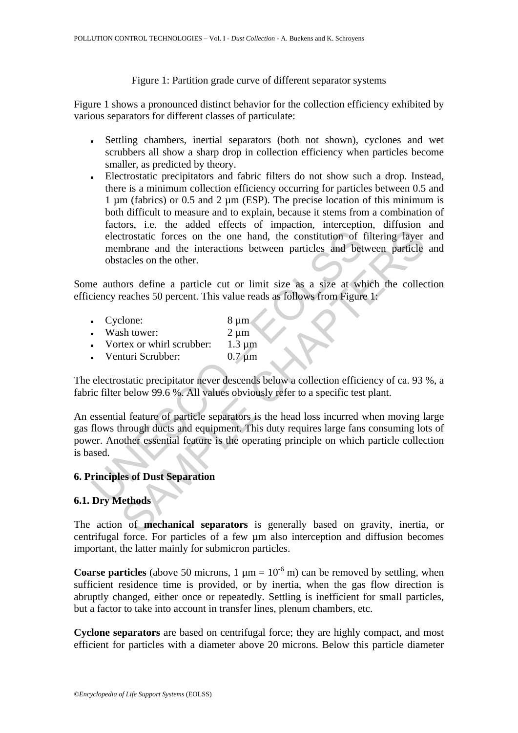Figure 1: Partition grade curve of different separator systems

Figure 1 shows a pronounced distinct behavior for the collection efficiency exhibited by various separators for different classes of particulate:

- Settling chambers, inertial separators (both not shown), cyclones and wet scrubbers all show a sharp drop in collection efficiency when particles become smaller, as predicted by theory.
- Electrostatic precipitators and fabric filters do not show such a drop. Instead, there is a minimum collection efficiency occurring for particles between 0.5 and 1 µm (fabrics) or 0.5 and 2 µm (ESP). The precise location of this minimum is both difficult to measure and to explain, because it stems from a combination of factors, i.e. the added effects of impaction, interception, diffusion and electrostatic forces on the one hand, the constitution of filtering layer and membrane and the interactions between particles and between particle and obstacles on the other.

Some authors define a particle cut or limit size as a size at which the collection efficiency reaches 50 percent. This value reads as follows from Figure 1:

- Cyclone: 8 µm
- Wash tower: 2 µm
- Vortex or whirl scrubber: 1.3 µm
- Venturi Scrubber: 0.7 µm

The electrostatic precipitator never descends below a collection efficiency of ca. 93 %, a fabric filter below 99.6 %. All values obviously refer to a specific test plant.

An essential feature of particle separators is the head loss incurred when moving large gas flows through ducts and equipment. This duty requires large fans consuming lots of power. Another essential feature is the operating principle on which particle collection is based.

## 6. Principles of Dust Separation

### 6.1. Dry Methods

The action of **mechanical separators** is generally based on gravity, inertia, or centrifugal force. For particles of a few µm also interception and diffusion becomes important, the latter mainly for submicron particles.

**Coarse particles** (above 50 microns, 1 µm = $10^{-6}$ m) can be removed by settling, when sufficient residence time is provided, or by inertia, when the gas flow direction is abruptly changed, either once or repeatedly. Settling is inefficient for small particles, but a factor to take into account in transfer lines, plenum chambers, etc.

**Cyclone separators** are based on centrifugal force; they are highly compact, and most efficient for particles with a diameter above 20 microns. Below this particle diameter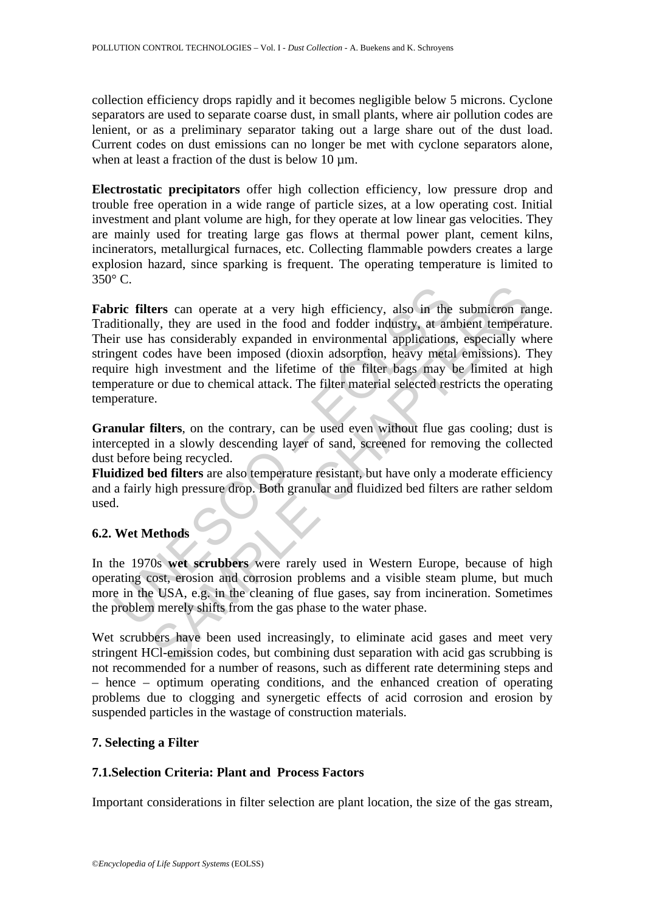collection efficiency drops rapidly and it becomes negligible below 5 microns. Cyclone separators are used to separate coarse dust, in small plants, where air pollution codes are lenient, or as a preliminary separator taking out a large share out of the dust load. Current codes on dust emissions can no longer be met with cyclone separators alone, when at least a fraction of the dust is below 10 µm.

**Electrostatic precipitators** offer high collection efficiency, low pressure drop and trouble free operation in a wide range of particle sizes, at a low operating cost. Initial investment and plant volume are high, for they operate at low linear gas velocities. They are mainly used for treating large gas flows at thermal power plant, cement kilns, incinerators, metallurgical furnaces, etc. Collecting flammable powders creates a large explosion hazard, since sparking is frequent. The operating temperature is limited to 350° C.

**Fabric filters** can operate at a very high efficiency, also in the submicron range. Traditionally, they are used in the food and fodder industry, at ambient temperature. Their use has considerably expanded in environmental applications, especially where stringent codes have been imposed (dioxin adsorption, heavy metal emissions). They require high investment and the lifetime of the filter bags may be limited at high temperature or due to chemical attack. The filter material selected restricts the operating temperature.

**Granular filters**, on the contrary, can be used even without flue gas cooling; dust is intercepted in a slowly descending layer of sand, screened for removing the collected dust before being recycled.

**Fluidized bed filters** are also temperature resistant, but have only a moderate efficiency and a fairly high pressure drop. Both granular and fluidized bed filters are rather seldom used.

### 6.2. Wet Methods

In the 1970s **wet scrubbers** were rarely used in Western Europe, because of high operating cost, erosion and corrosion problems and a visible steam plume, but much more in the USA, e.g. in the cleaning of flue gases, say from incineration. Sometimes the problem merely shifts from the gas phase to the water phase.

Wet scrubbers have been used increasingly, to eliminate acid gases and meet very stringent HCl-emission codes, but combining dust separation with acid gas scrubbing is not recommended for a number of reasons, such as different rate determining steps and – hence – optimum operating conditions, and the enhanced creation of operating problems due to clogging and synergetic effects of acid corrosion and erosion by suspended particles in the wastage of construction materials.

## 7. Selecting a Filter

### 7.1.Selection Criteria: Plant and Process Factors

Important considerations in filter selection are plant location, the size of the gas stream,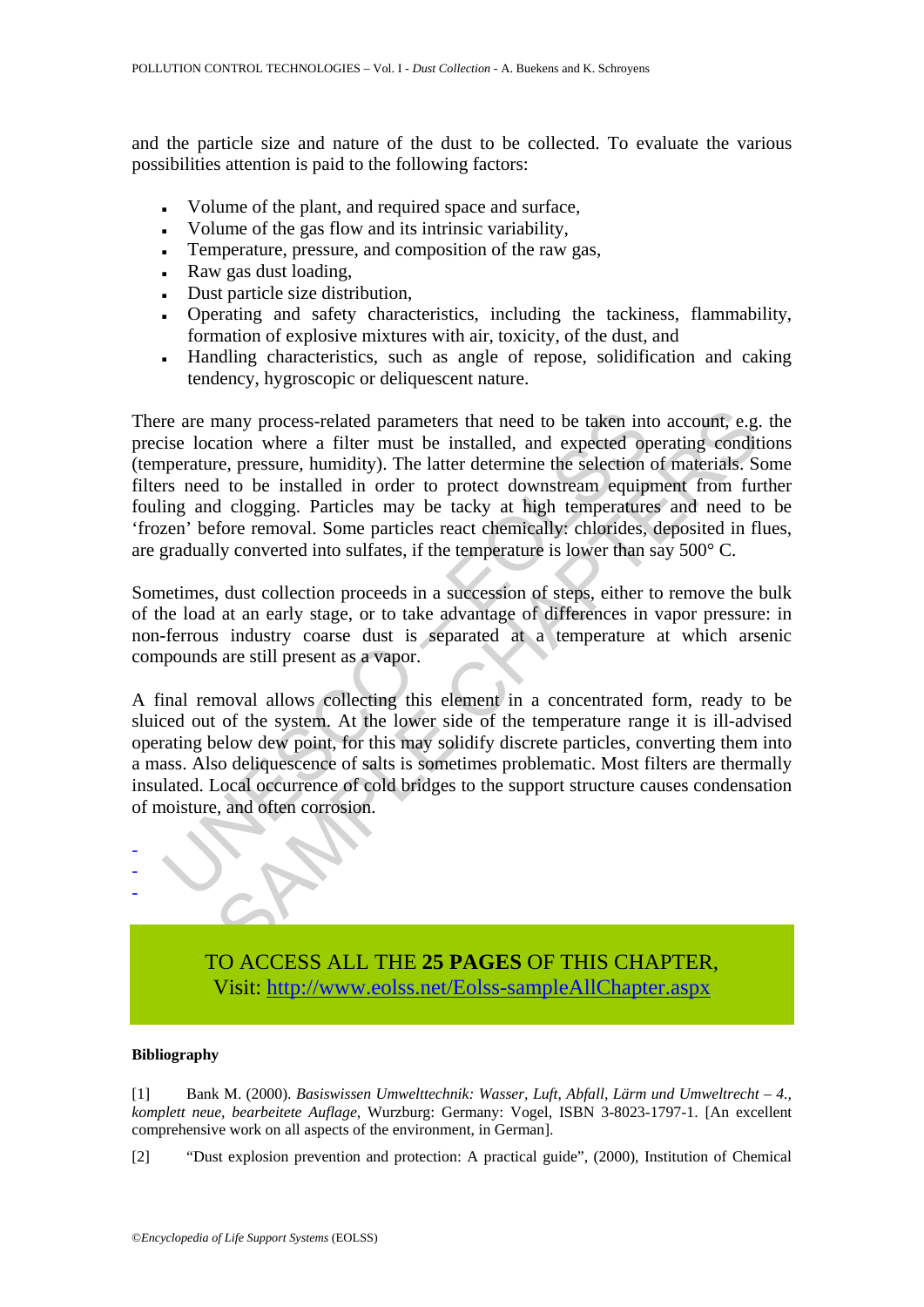and the particle size and nature of the dust to be collected. To evaluate the various possibilities attention is paid to the following factors:

- Volume of the plant, and required space and surface,
- Volume of the gas flow and its intrinsic variability,
- Temperature, pressure, and composition of the raw gas,
- Raw gas dust loading,
- Dust particle size distribution,
- Operating and safety characteristics, including the tackiness, flammability, formation of explosive mixtures with air, toxicity, of the dust, and
- Handling characteristics, such as angle of repose, solidification and caking tendency, hygroscopic or deliquescent nature.

There are many process-related parameters that need to be taken into account, e.g. the precise location where a filter must be installed, and expected operating conditions (temperature, pressure, humidity). The latter determine the selection of materials. Some filters need to be installed in order to protect downstream equipment from further fouling and clogging. Particles may be tacky at high temperatures and need to be 'frozen' before removal. Some particles react chemically: chlorides, deposited in flues, are gradually converted into sulfates, if the temperature is lower than say 500° C.

Sometimes, dust collection proceeds in a succession of steps, either to remove the bulk of the load at an early stage, or to take advantage of differences in vapor pressure: in non-ferrous industry coarse dust is separated at a temperature at which arsenic compounds are still present as a vapor.

A final removal allows collecting this element in a concentrated form, ready to be sluiced out of the system. At the lower side of the temperature range it is ill-advised operating below dew point, for this may solidify discrete particles, converting them into a mass. Also deliquescence of salts is sometimes problematic. Most filters are thermally insulated. Local occurrence of cold bridges to the support structure causes condensation of moisture, and often corrosion.

-
-
-

TO ACCESS ALL THE **25 PAGES** OF THIS CHAPTER,
Visit: http://www.eolss.net/Eolss-sampleAllChapter.aspx

**Bibliography**

[1] Bank M. (2000). *Basiswissen Umwelttechnik: Wasser, Luft, Abfall, Lärm und Umweltrecht – 4., komplett neue, bearbeitete Auflage*, Wurzburg: Germany: Vogel, ISBN 3-8023-1797-1. [An excellent comprehensive work on all aspects of the environment, in German].

[2] "Dust explosion prevention and protection: A practical guide", (2000), Institution of Chemical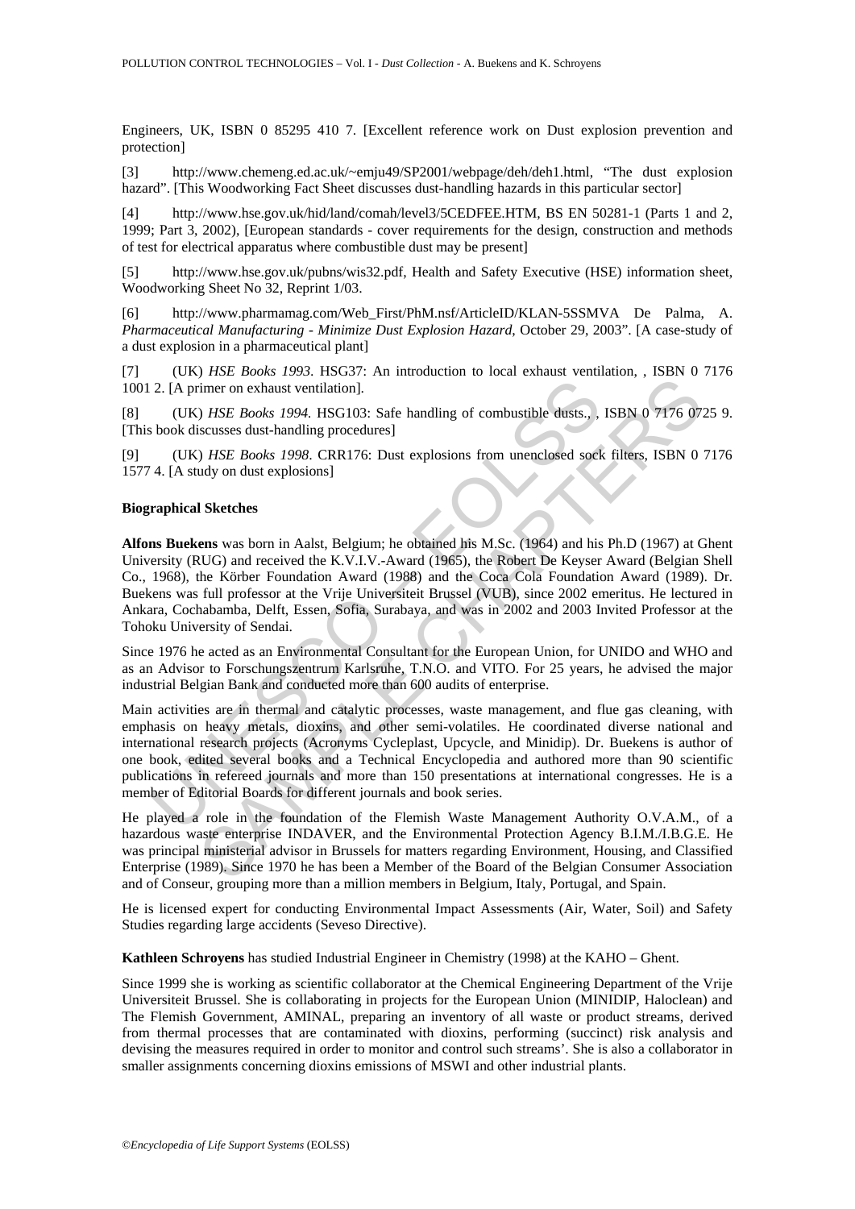Engineers, UK, ISBN 0 85295 410 7. [Excellent reference work on Dust explosion prevention and protection]

[3] http://www.chemeng.ed.ac.uk/~emju49/SP2001/webpage/deh/deh1.html, "The dust explosion hazard". [This Woodworking Fact Sheet discusses dust-handling hazards in this particular sector]

[4] http://www.hse.gov.uk/hid/land/comah/level3/5CEDFEE.HTM, BS EN 50281-1 (Parts 1 and 2, 1999; Part 3, 2002), [European standards - cover requirements for the design, construction and methods of test for electrical apparatus where combustible dust may be present]

[5] http://www.hse.gov.uk/pubns/wis32.pdf, Health and Safety Executive (HSE) information sheet, Woodworking Sheet No 32, Reprint 1/03.

[6] http://www.pharmamag.com/Web_First/PhM.nsf/ArticleID/KLAN-5SSMVA De Palma, A. *Pharmaceutical Manufacturing - Minimize Dust Explosion Hazard*, October 29, 2003". [A case-study of a dust explosion in a pharmaceutical plant]

[7] (UK) *HSE Books 1993*. HSG37: An introduction to local exhaust ventilation, , ISBN 0 7176 1001 2. [A primer on exhaust ventilation].

[8] (UK) *HSE Books 1994.* HSG103: Safe handling of combustible dusts., , ISBN 0 7176 0725 9. [This book discusses dust-handling procedures]

[9] (UK) *HSE Books 1998*. CRR176: Dust explosions from unenclosed sock filters, ISBN 0 7176 1577 4. [A study on dust explosions]

**Biographical Sketches**

**Alfons Buekens** was born in Aalst, Belgium; he obtained his M.Sc. (1964) and his Ph.D (1967) at Ghent University (RUG) and received the K.V.I.V.-Award (1965), the Robert De Keyser Award (Belgian Shell Co., 1968), the Körber Foundation Award (1988) and the Coca Cola Foundation Award (1989). Dr. Buekens was full professor at the Vrije Universiteit Brussel (VUB), since 2002 emeritus. He lectured in Ankara, Cochabamba, Delft, Essen, Sofia, Surabaya, and was in 2002 and 2003 Invited Professor at the Tohoku University of Sendai.

Since 1976 he acted as an Environmental Consultant for the European Union, for UNIDO and WHO and as an Advisor to Forschungszentrum Karlsruhe, T.N.O. and VITO. For 25 years, he advised the major industrial Belgian Bank and conducted more than 600 audits of enterprise.

Main activities are in thermal and catalytic processes, waste management, and flue gas cleaning, with emphasis on heavy metals, dioxins, and other semi-volatiles. He coordinated diverse national and international research projects (Acronyms Cycleplast, Upcycle, and Minidip). Dr. Buekens is author of one book, edited several books and a Technical Encyclopedia and authored more than 90 scientific publications in refereed journals and more than 150 presentations at international congresses. He is a member of Editorial Boards for different journals and book series.

He played a role in the foundation of the Flemish Waste Management Authority O.V.A.M., of a hazardous waste enterprise INDAVER, and the Environmental Protection Agency B.I.M./I.B.G.E. He was principal ministerial advisor in Brussels for matters regarding Environment, Housing, and Classified Enterprise (1989). Since 1970 he has been a Member of the Board of the Belgian Consumer Association and of Conseur, grouping more than a million members in Belgium, Italy, Portugal, and Spain.

He is licensed expert for conducting Environmental Impact Assessments (Air, Water, Soil) and Safety Studies regarding large accidents (Seveso Directive).

**Kathleen Schroyens** has studied Industrial Engineer in Chemistry (1998) at the KAHO – Ghent.

Since 1999 she is working as scientific collaborator at the Chemical Engineering Department of the Vrije Universiteit Brussel. She is collaborating in projects for the European Union (MINIDIP, Haloclean) and The Flemish Government, AMINAL, preparing an inventory of all waste or product streams, derived from thermal processes that are contaminated with dioxins, performing (succinct) risk analysis and devising the measures required in order to monitor and control such streams'. She is also a collaborator in smaller assignments concerning dioxins emissions of MSWI and other industrial plants.